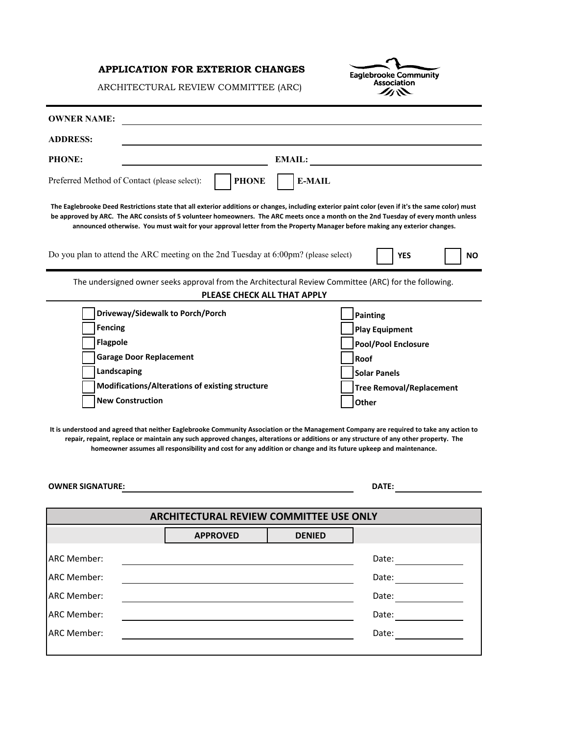# APPLICATION FOR EXTERIOR CHANGES

ARCHITECTURAL REVIEW COMMITTEE (ARC)

Eaglebrooke Community Association

**OWNER NAME:** ______________________________

**ADDRESS:** ______________________________

**PHONE:** ______________________________ **EMAIL:** ______________________________

Preferred Method of Contact (please select): ☐ **PHONE** ☐ **E-MAIL**

**The Eaglebrooke Deed Restrictions state that all exterior additions or changes, including exterior paint color (even if it's the same color) must be approved by ARC. The ARC consists of 5 volunteer homeowners. The ARC meets once a month on the 2nd Tuesday of every month unless announced otherwise. You must wait for your approval letter from the Property Manager before making any exterior changes.**

Do you plan to attend the ARC meeting on the 2nd Tuesday at 6:00pm? (please select) ☐ **YES** ☐ **NO**

The undersigned owner seeks approval from the Architectural Review Committee (ARC) for the following.

**PLEASE CHECK ALL THAT APPLY**

- ☐ **Driveway/Sidewalk to Porch/Porch**
- ☐ **Fencing**
- ☐ **Flagpole**
- ☐ **Garage Door Replacement**
- ☐ **Landscaping**
- ☐ **Modifications/Alterations of existing structure**
- ☐ **New Construction**
- ☐ **Painting**
- ☐ **Play Equipment**
- ☐ **Pool/Pool Enclosure**
- ☐ **Roof**
- ☐ **Solar Panels**
- ☐ **Tree Removal/Replacement**
- ☐ **Other**

**It is understood and agreed that neither Eaglebrooke Community Association or the Management Company are required to take any action to repair, repaint, replace or maintain any such approved changes, alterations or additions or any structure of any other property. The homeowner assumes all responsibility and cost for any addition or change and its future upkeep and maintenance.**

**OWNER SIGNATURE:** ______________________________ **DATE:** ______________

## ARCHITECTURAL REVIEW COMMITTEE USE ONLY

| | **APPROVED** | **DENIED** | |
|---|---|---|---|
| ARC Member: | | | Date: |
| ARC Member: | | | Date: |
| ARC Member: | | | Date: |
| ARC Member: | | | Date: |
| ARC Member: | | | Date: |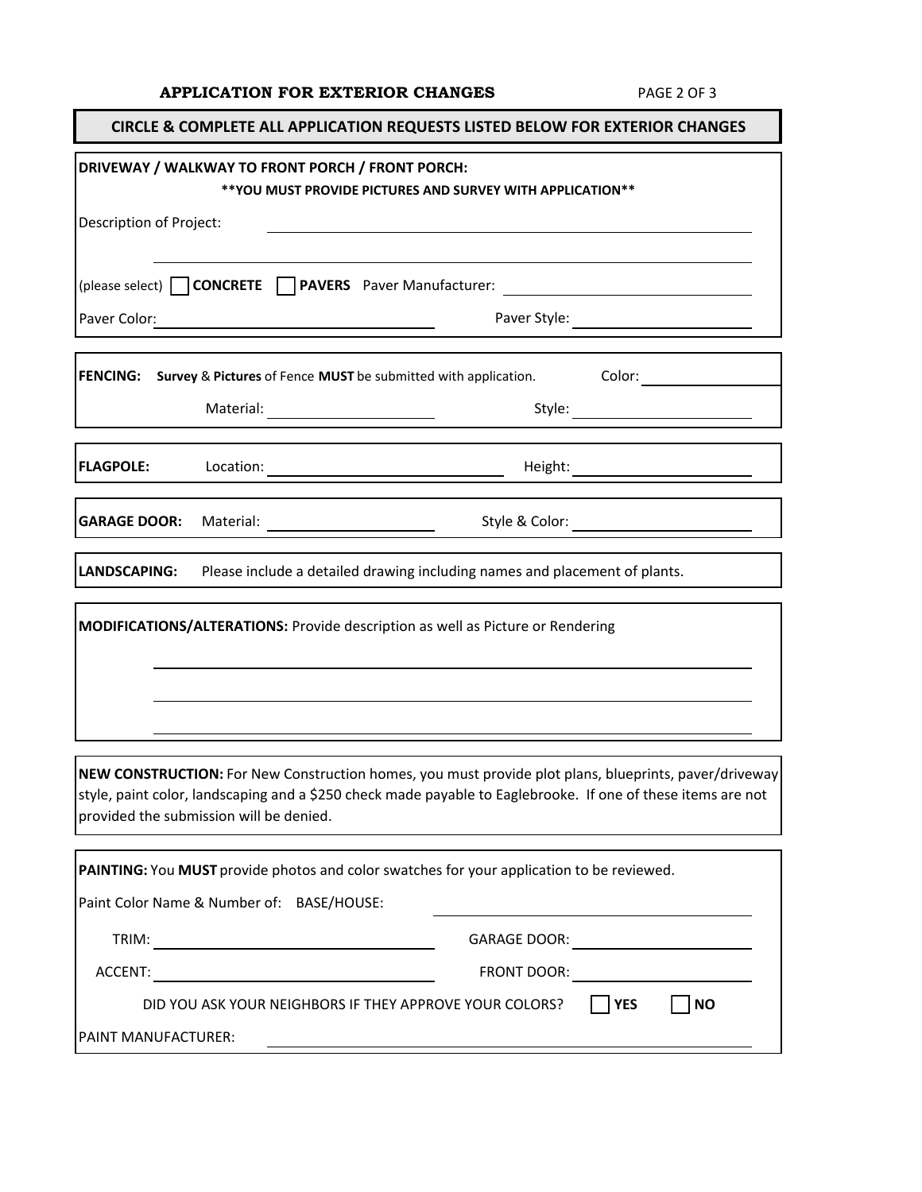# APPLICATION FOR EXTERIOR CHANGES

**CIRCLE & COMPLETE ALL APPLICATION REQUESTS LISTED BELOW FOR EXTERIOR CHANGES**

**DRIVEWAY / WALKWAY TO FRONT PORCH / FRONT PORCH:**

**\*\*YOU MUST PROVIDE PICTURES AND SURVEY WITH APPLICATION\*\***

Description of Project: ______________________________

______________________________

(please select) ☐ **CONCRETE** ☐ **PAVERS** Paver Manufacturer: ______________________________

Paver Color: ______________________________ Paver Style: ______________________________

**FENCING:** **Survey** & **Pictures** of Fence **MUST** be submitted with application. Color: ______________

Material: ______________ Style: ______________

**FLAGPOLE:** Location: ______________ Height: ______________

**GARAGE DOOR:** Material: ______________ Style & Color: ______________

**LANDSCAPING:** Please include a detailed drawing including names and placement of plants.

**MODIFICATIONS/ALTERATIONS:** Provide description as well as Picture or Rendering

______________________________

______________________________

______________________________

**NEW CONSTRUCTION:** For New Construction homes, you must provide plot plans, blueprints, paver/driveway style, paint color, landscaping and a $250 check made payable to Eaglebrooke. If one of these items are not provided the submission will be denied.

**PAINTING:** You **MUST** provide photos and color swatches for your application to be reviewed.

Paint Color Name & Number of: BASE/HOUSE: ______________________________

TRIM: ______________ GARAGE DOOR: ______________

ACCENT: ______________ FRONT DOOR: ______________

DID YOU ASK YOUR NEIGHBORS IF THEY APPROVE YOUR COLORS? ☐ **YES** ☐ **NO**

PAINT MANUFACTURER: ______________________________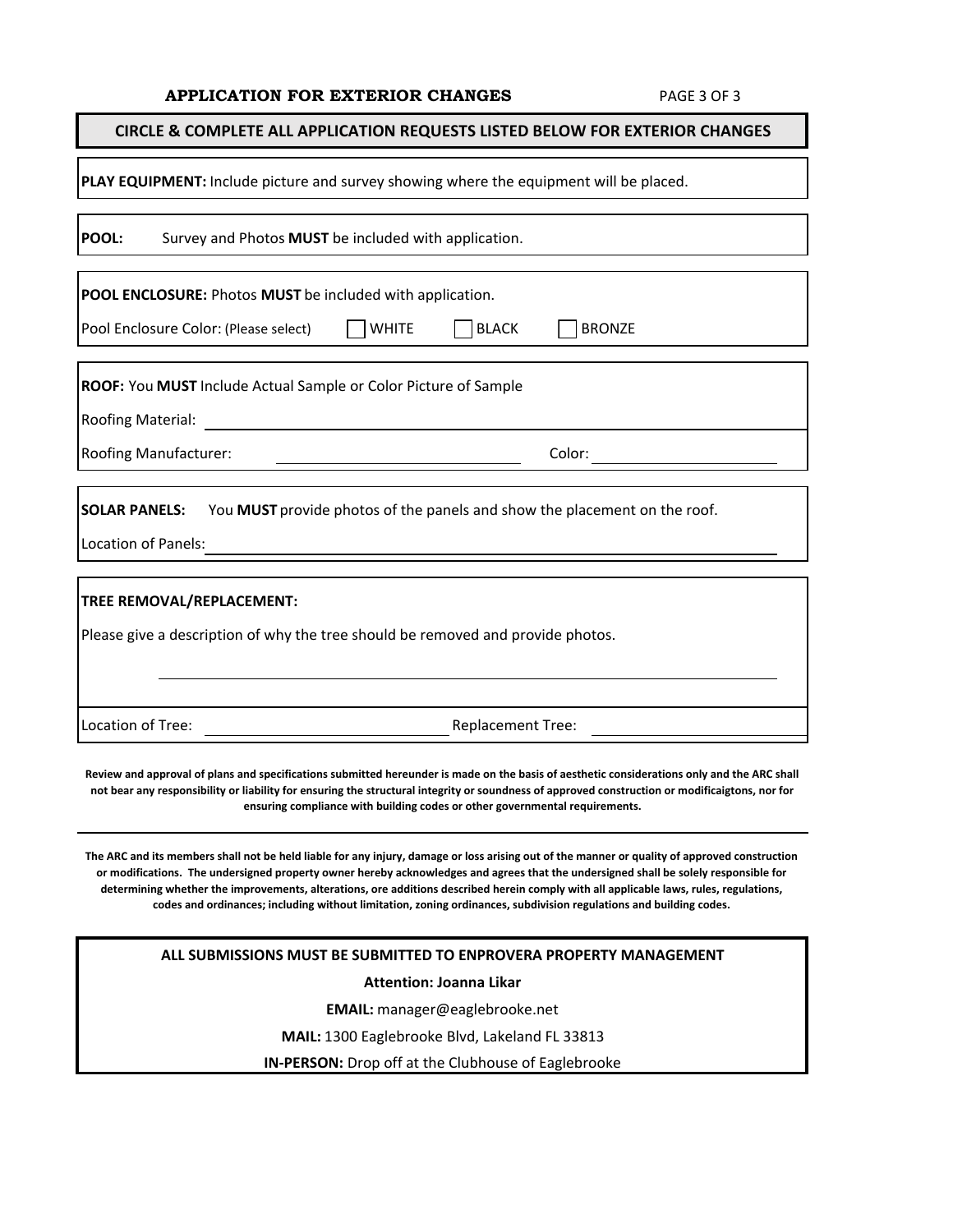**APPLICATION FOR EXTERIOR CHANGES**

**CIRCLE & COMPLETE ALL APPLICATION REQUESTS LISTED BELOW FOR EXTERIOR CHANGES**

**PLAY EQUIPMENT:** Include picture and survey showing where the equipment will be placed.

**POOL:** Survey and Photos **MUST** be included with application.

**POOL ENCLOSURE:** Photos **MUST** be included with application.

Pool Enclosure Color: (Please select) ☐ WHITE ☐ BLACK ☐ BRONZE

**ROOF:** You **MUST** Include Actual Sample or Color Picture of Sample

Roofing Material: ______________________________

Roofing Manufacturer: ______________________ Color: ______________

**SOLAR PANELS:** You **MUST** provide photos of the panels and show the placement on the roof.

Location of Panels: ______________________________

**TREE REMOVAL/REPLACEMENT:**

Please give a description of why the tree should be removed and provide photos.

______________________________

Location of Tree: ______________________ Replacement Tree: ______________________

**Review and approval of plans and specifications submitted hereunder is made on the basis of aesthetic considerations only and the ARC shall not bear any responsibility or liability for ensuring the structural integrity or soundness of approved construction or modificaigtons, nor for ensuring compliance with building codes or other governmental requirements.**

**The ARC and its members shall not be held liable for any injury, damage or loss arising out of the manner or quality of approved construction or modifications. The undersigned property owner hereby acknowledges and agrees that the undersigned shall be solely responsible for determining whether the improvements, alterations, ore additions described herein comply with all applicable laws, rules, regulations, codes and ordinances; including without limitation, zoning ordinances, subdivision regulations and building codes.**

**ALL SUBMISSIONS MUST BE SUBMITTED TO ENPROVERA PROPERTY MANAGEMENT**

**Attention: Joanna Likar**

**EMAIL:** manager@eaglebrooke.net

**MAIL:** 1300 Eaglebrooke Blvd, Lakeland FL 33813

**IN-PERSON:** Drop off at the Clubhouse of Eaglebrooke